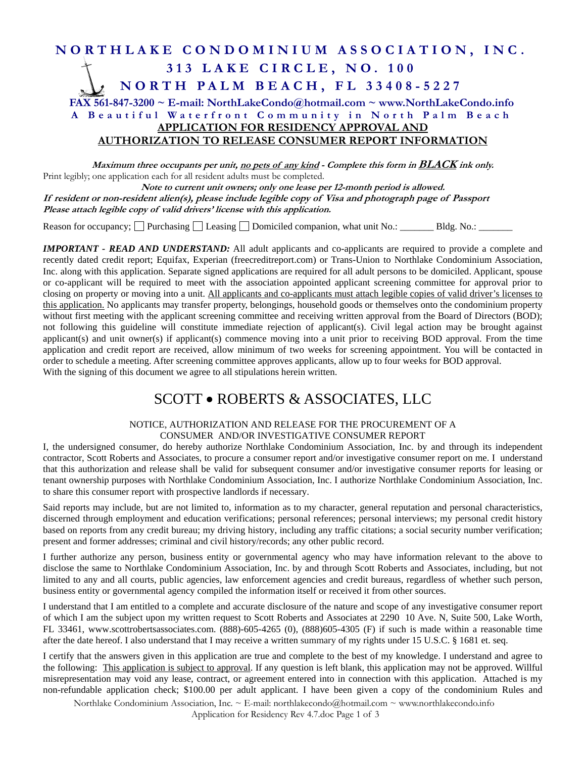# NORTHLAKE CONDOMINIUM ASSOCIATION, INC.

## 313 LAKE CIRCLE, NO. 100

## NORTH PALM BEACH, FL 33408-5227

**FAX 561-847-3200 ~ E-mail: NorthLakeCondo@hotmail.com ~ www.NorthLakeCondo.info**

**A Beautiful Waterfront Community in North Palm Beach**

**APPLICATION FOR RESIDENCY APPROVAL AND AUTHORIZATION TO RELEASE CONSUMER REPORT INFORMATION**

***Maximum three occupants per unit, no pets of any kind - Complete this form in BLACK ink only.***

Print legibly; one application each for all resident adults must be completed.

***Note to current unit owners; only one lease per 12-month period is allowed.***

***If resident or non-resident alien(s), please include legible copy of Visa and photograph page of Passport***

***Please attach legible copy of valid drivers' license with this application.***

Reason for occupancy; ☐ Purchasing ☐ Leasing ☐ Domiciled companion, what unit No.: _______ Bldg. No.: _______

***IMPORTANT - READ AND UNDERSTAND:*** All adult applicants and co-applicants are required to provide a complete and recently dated credit report; Equifax, Experian (freecreditreport.com) or Trans-Union to Northlake Condominium Association, Inc. along with this application. Separate signed applications are required for all adult persons to be domiciled. Applicant, spouse or co-applicant will be required to meet with the association appointed applicant screening committee for approval prior to closing on property or moving into a unit. All applicants and co-applicants must attach legible copies of valid driver's licenses to this application. No applicants may transfer property, belongings, household goods or themselves onto the condominium property without first meeting with the applicant screening committee and receiving written approval from the Board of Directors (BOD); not following this guideline will constitute immediate rejection of applicant(s). Civil legal action may be brought against applicant(s) and unit owner(s) if applicant(s) commence moving into a unit prior to receiving BOD approval. From the time application and credit report are received, allow minimum of two weeks for screening appointment. You will be contacted in order to schedule a meeting. After screening committee approves applicants, allow up to four weeks for BOD approval.
With the signing of this document we agree to all stipulations herein written.

# SCOTT • ROBERTS & ASSOCIATES, LLC

NOTICE, AUTHORIZATION AND RELEASE FOR THE PROCUREMENT OF A CONSUMER AND/OR INVESTIGATIVE CONSUMER REPORT

I, the undersigned consumer, do hereby authorize Northlake Condominium Association, Inc. by and through its independent contractor, Scott Roberts and Associates, to procure a consumer report and/or investigative consumer report on me. I understand that this authorization and release shall be valid for subsequent consumer and/or investigative consumer reports for leasing or tenant ownership purposes with Northlake Condominium Association, Inc. I authorize Northlake Condominium Association, Inc. to share this consumer report with prospective landlords if necessary.

Said reports may include, but are not limited to, information as to my character, general reputation and personal characteristics, discerned through employment and education verifications; personal references; personal interviews; my personal credit history based on reports from any credit bureau; my driving history, including any traffic citations; a social security number verification; present and former addresses; criminal and civil history/records; any other public record.

I further authorize any person, business entity or governmental agency who may have information relevant to the above to disclose the same to Northlake Condominium Association, Inc. by and through Scott Roberts and Associates, including, but not limited to any and all courts, public agencies, law enforcement agencies and credit bureaus, regardless of whether such person, business entity or governmental agency compiled the information itself or received it from other sources.

I understand that I am entitled to a complete and accurate disclosure of the nature and scope of any investigative consumer report of which I am the subject upon my written request to Scott Roberts and Associates at 2290 10 Ave. N, Suite 500, Lake Worth, FL 33461, www.scottrobertsassociates.com. (888)-605-4265 (0), (888)605-4305 (F) if such is made within a reasonable time after the date hereof. I also understand that I may receive a written summary of my rights under 15 U.S.C. § 1681 et. seq.

I certify that the answers given in this application are true and complete to the best of my knowledge. I understand and agree to the following: This application is subject to approval. If any question is left blank, this application may not be approved. Willful misrepresentation may void any lease, contract, or agreement entered into in connection with this application. Attached is my non-refundable application check; $100.00 per adult applicant. I have been given a copy of the condominium Rules and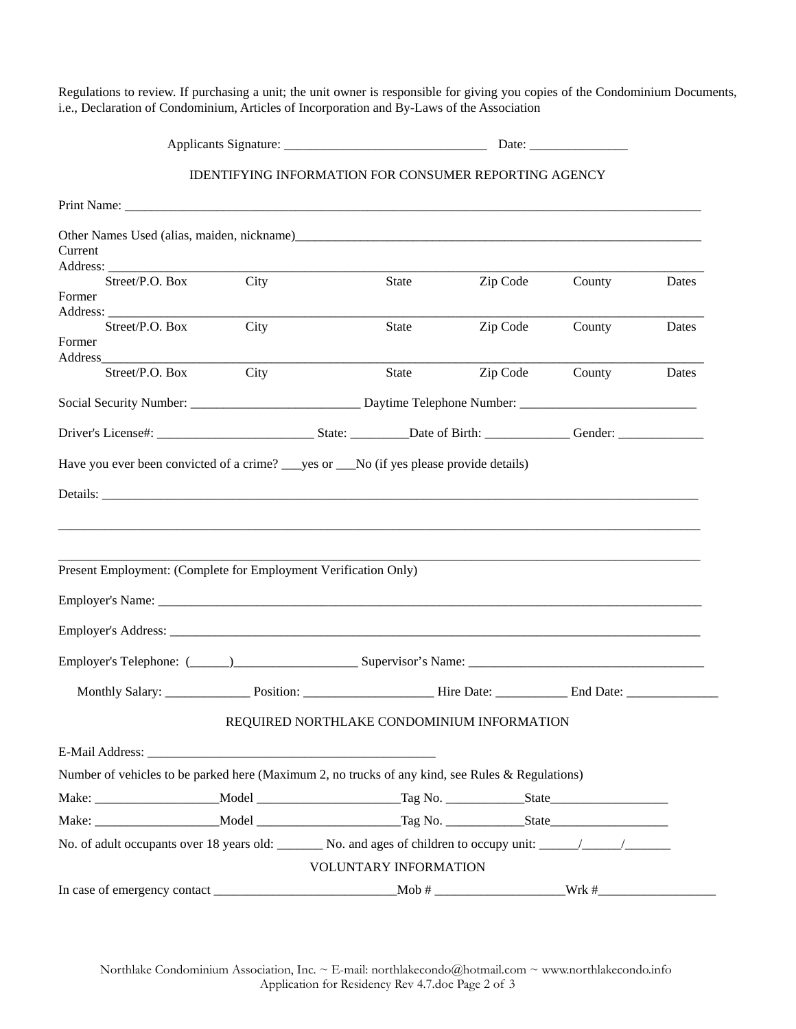Regulations to review. If purchasing a unit; the unit owner is responsible for giving you copies of the Condominium Documents, i.e., Declaration of Condominium, Articles of Incorporation and By-Laws of the Association

Applicants Signature: _______________________________ Date: _______________

IDENTIFYING INFORMATION FOR CONSUMER REPORTING AGENCY

Print Name: ___________________________________________________________________________________________

Other Names Used (alias, maiden, nickname)_________________________________________________________________

Current Address: ______________________________________________________________________________________
Street/P.O. Box City State Zip Code County Dates

Former Address: ______________________________________________________________________________________
Street/P.O. Box City State Zip Code County Dates

Former Address________________________________________________________________________________________
Street/P.O. Box City State Zip Code County Dates

Social Security Number: __________________________ Daytime Telephone Number: ___________________________

Driver's License#: ________________________ State: ________Date of Birth: _____________ Gender: _____________

Have you ever been convicted of a crime? ___yes or ___No (if yes please provide details)

Details: _______________________________________________________________________________________________

_______________________________________________________________________________________________________

_______________________________________________________________________________________________________

Present Employment: (Complete for Employment Verification Only)

Employer's Name: _______________________________________________________________________________________

Employer's Address: _____________________________________________________________________________________

Employer's Telephone: (______)___________________ Supervisor's Name: ____________________________________

Monthly Salary: _____________ Position: ____________________ Hire Date: ___________ End Date: ______________

REQUIRED NORTHLAKE CONDOMINIUM INFORMATION

E-Mail Address: _____________________________________________

Number of vehicles to be parked here (Maximum 2, no trucks of any kind, see Rules & Regulations)

Make: ___________________Model ______________________Tag No. ____________State__________________

Make: ___________________Model ______________________Tag No. ____________State__________________

No. of adult occupants over 18 years old: _______ No. and ages of children to occupy unit: ______/______/_______

VOLUNTARY INFORMATION

In case of emergency contact ____________________________Mob # ____________________Wrk #__________________

Northlake Condominium Association, Inc. ~ E-mail: northlakecondo@hotmail.com ~ www.northlakecondo.info
Application for Residency Rev 4.7.doc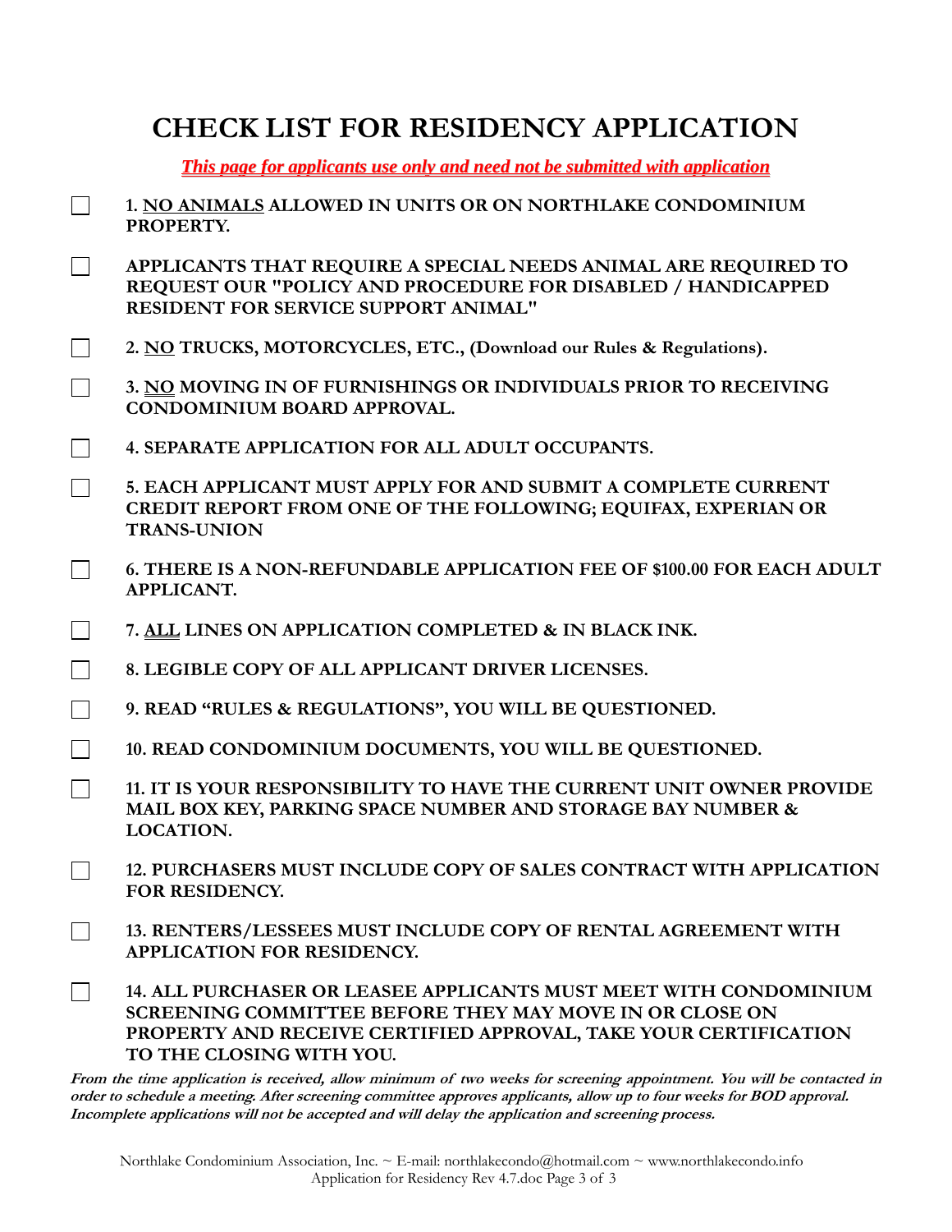# CHECK LIST FOR RESIDENCY APPLICATION

***This page for applicants use only and need not be submitted with application***

- [ ] **1. NO ANIMALS ALLOWED IN UNITS OR ON NORTHLAKE CONDOMINIUM PROPERTY.**
- [ ] **APPLICANTS THAT REQUIRE A SPECIAL NEEDS ANIMAL ARE REQUIRED TO REQUEST OUR "POLICY AND PROCEDURE FOR DISABLED / HANDICAPPED RESIDENT FOR SERVICE SUPPORT ANIMAL"**
- [ ] **2. NO TRUCKS, MOTORCYCLES, ETC., (Download our Rules & Regulations).**
- [ ] **3. NO MOVING IN OF FURNISHINGS OR INDIVIDUALS PRIOR TO RECEIVING CONDOMINIUM BOARD APPROVAL.**
- [ ] **4. SEPARATE APPLICATION FOR ALL ADULT OCCUPANTS.**
- [ ] **5. EACH APPLICANT MUST APPLY FOR AND SUBMIT A COMPLETE CURRENT CREDIT REPORT FROM ONE OF THE FOLLOWING; EQUIFAX, EXPERIAN OR TRANS-UNION**
- [ ] **6. THERE IS A NON-REFUNDABLE APPLICATION FEE OF $100.00 FOR EACH ADULT APPLICANT.**
- [ ] **7. ALL LINES ON APPLICATION COMPLETED & IN BLACK INK.**
- [ ] **8. LEGIBLE COPY OF ALL APPLICANT DRIVER LICENSES.**
- [ ] **9. READ "RULES & REGULATIONS", YOU WILL BE QUESTIONED.**
- [ ] **10. READ CONDOMINIUM DOCUMENTS, YOU WILL BE QUESTIONED.**
- [ ] **11. IT IS YOUR RESPONSIBILITY TO HAVE THE CURRENT UNIT OWNER PROVIDE MAIL BOX KEY, PARKING SPACE NUMBER AND STORAGE BAY NUMBER & LOCATION.**
- [ ] **12. PURCHASERS MUST INCLUDE COPY OF SALES CONTRACT WITH APPLICATION FOR RESIDENCY.**
- [ ] **13. RENTERS/LESSEES MUST INCLUDE COPY OF RENTAL AGREEMENT WITH APPLICATION FOR RESIDENCY.**
- [ ] **14. ALL PURCHASER OR LEASEE APPLICANTS MUST MEET WITH CONDOMINIUM SCREENING COMMITTEE BEFORE THEY MAY MOVE IN OR CLOSE ON PROPERTY AND RECEIVE CERTIFIED APPROVAL, TAKE YOUR CERTIFICATION TO THE CLOSING WITH YOU.**

***From the time application is received, allow minimum of two weeks for screening appointment. You will be contacted in order to schedule a meeting. After screening committee approves applicants, allow up to four weeks for BOD approval. Incomplete applications will not be accepted and will delay the application and screening process.***

Northlake Condominium Association, Inc. ~ E-mail: northlakecondo@hotmail.com ~ www.northlakecondo.info